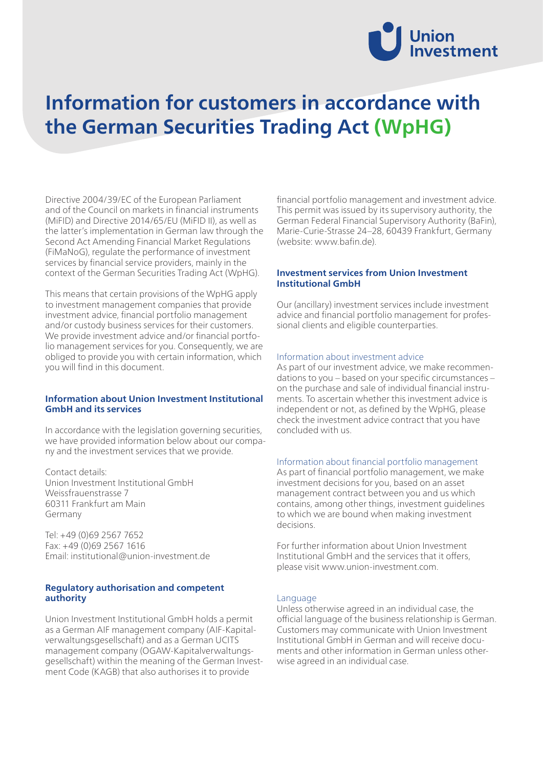# Information for customers in accordance with the German Securities Trading Act (WpHG)

Directive 2004/39/EC of the European Parliament and of the Council on markets in financial instruments (MiFID) and Directive 2014/65/EU (MiFID II), as well as the latter's implementation in German law through the Second Act Amending Financial Market Regulations (FiMaNoG), regulate the performance of investment services by financial service providers, mainly in the context of the German Securities Trading Act (WpHG).

This means that certain provisions of the WpHG apply to investment management companies that provide investment advice, financial portfolio management and/or custody business services for their customers. We provide investment advice and/or financial portfolio management services for you. Consequently, we are obliged to provide you with certain information, which you will find in this document.

## Information about Union Investment Institutional GmbH and its services

In accordance with the legislation governing securities, we have provided information below about our company and the investment services that we provide.

Contact details:
Union Investment Institutional GmbH
Weissfrauenstrasse 7
60311 Frankfurt am Main
Germany

Tel: +49 (0)69 2567 7652
Fax: +49 (0)69 2567 1616
Email: institutional@union-investment.de

## Regulatory authorisation and competent authority

Union Investment Institutional GmbH holds a permit as a German AIF management company (AIF-Kapitalverwaltungsgesellschaft) and as a German UCITS management company (OGAW-Kapitalverwaltungsgesellschaft) within the meaning of the German Investment Code (KAGB) that also authorises it to provide financial portfolio management and investment advice. This permit was issued by its supervisory authority, the German Federal Financial Supervisory Authority (BaFin), Marie-Curie-Strasse 24–28, 60439 Frankfurt, Germany (website: www.bafin.de).

## Investment services from Union Investment Institutional GmbH

Our (ancillary) investment services include investment advice and financial portfolio management for professional clients and eligible counterparties.

### Information about investment advice

As part of our investment advice, we make recommendations to you – based on your specific circumstances – on the purchase and sale of individual financial instruments. To ascertain whether this investment advice is independent or not, as defined by the WpHG, please check the investment advice contract that you have concluded with us.

### Information about financial portfolio management

As part of financial portfolio management, we make investment decisions for you, based on an asset management contract between you and us which contains, among other things, investment guidelines to which we are bound when making investment decisions.

For further information about Union Investment Institutional GmbH and the services that it offers, please visit www.union-investment.com.

### Language

Unless otherwise agreed in an individual case, the official language of the business relationship is German. Customers may communicate with Union Investment Institutional GmbH in German and will receive documents and other information in German unless otherwise agreed in an individual case.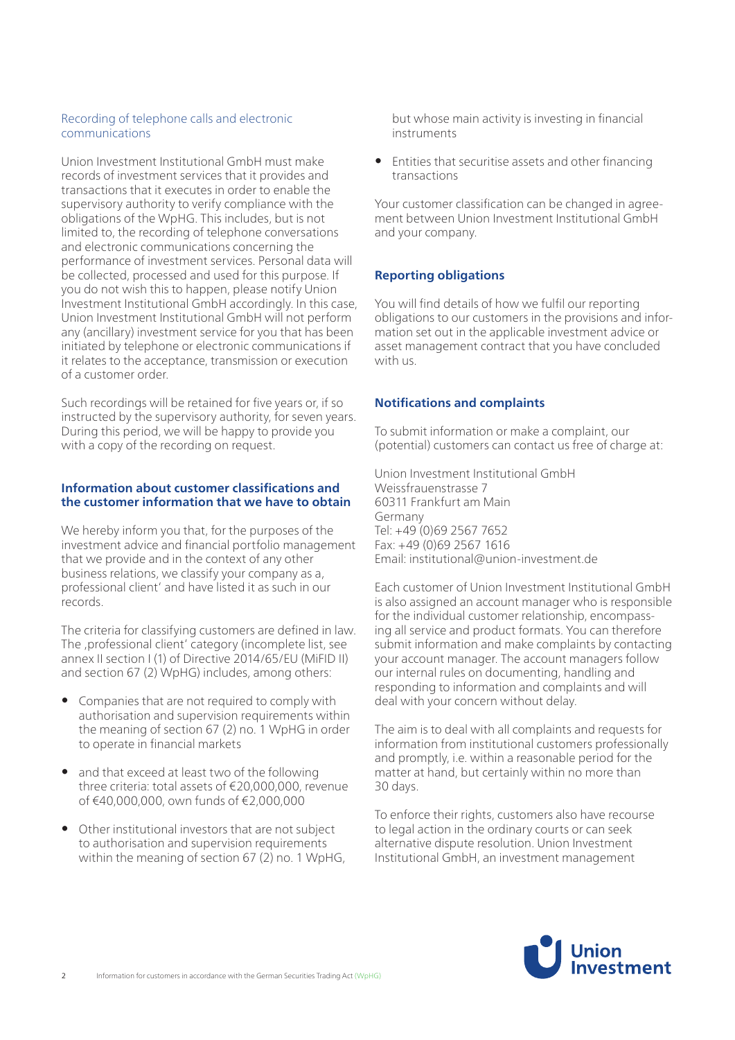## Recording of telephone calls and electronic communications

Union Investment Institutional GmbH must make records of investment services that it provides and transactions that it executes in order to enable the supervisory authority to verify compliance with the obligations of the WpHG. This includes, but is not limited to, the recording of telephone conversations and electronic communications concerning the performance of investment services. Personal data will be collected, processed and used for this purpose. If you do not wish this to happen, please notify Union Investment Institutional GmbH accordingly. In this case, Union Investment Institutional GmbH will not perform any (ancillary) investment service for you that has been initiated by telephone or electronic communications if it relates to the acceptance, transmission or execution of a customer order.

Such recordings will be retained for five years or, if so instructed by the supervisory authority, for seven years. During this period, we will be happy to provide you with a copy of the recording on request.

## Information about customer classifications and the customer information that we have to obtain

We hereby inform you that, for the purposes of the investment advice and financial portfolio management that we provide and in the context of any other business relations, we classify your company as a ,professional client' and have listed it as such in our records.

The criteria for classifying customers are defined in law. The ,professional client' category (incomplete list, see annex II section I (1) of Directive 2014/65/EU (MiFID II) and section 67 (2) WpHG) includes, among others:

- Companies that are not required to comply with authorisation and supervision requirements within the meaning of section 67 (2) no. 1 WpHG in order to operate in financial markets
- and that exceed at least two of the following three criteria: total assets of €20,000,000, revenue of €40,000,000, own funds of €2,000,000
- Other institutional investors that are not subject to authorisation and supervision requirements within the meaning of section 67 (2) no. 1 WpHG, but whose main activity is investing in financial instruments
- Entities that securitise assets and other financing transactions

Your customer classification can be changed in agreement between Union Investment Institutional GmbH and your company.

## Reporting obligations

You will find details of how we fulfil our reporting obligations to our customers in the provisions and information set out in the applicable investment advice or asset management contract that you have concluded with us.

## Notifications and complaints

To submit information or make a complaint, our (potential) customers can contact us free of charge at:

Union Investment Institutional GmbH
Weissfrauenstrasse 7
60311 Frankfurt am Main
Germany
Tel: +49 (0)69 2567 7652
Fax: +49 (0)69 2567 1616
Email: institutional@union-investment.de

Each customer of Union Investment Institutional GmbH is also assigned an account manager who is responsible for the individual customer relationship, encompassing all service and product formats. You can therefore submit information and make complaints by contacting your account manager. The account managers follow our internal rules on documenting, handling and responding to information and complaints and will deal with your concern without delay.

The aim is to deal with all complaints and requests for information from institutional customers professionally and promptly, i.e. within a reasonable period for the matter at hand, but certainly within no more than 30 days.

To enforce their rights, customers also have recourse to legal action in the ordinary courts or can seek alternative dispute resolution. Union Investment Institutional GmbH, an investment management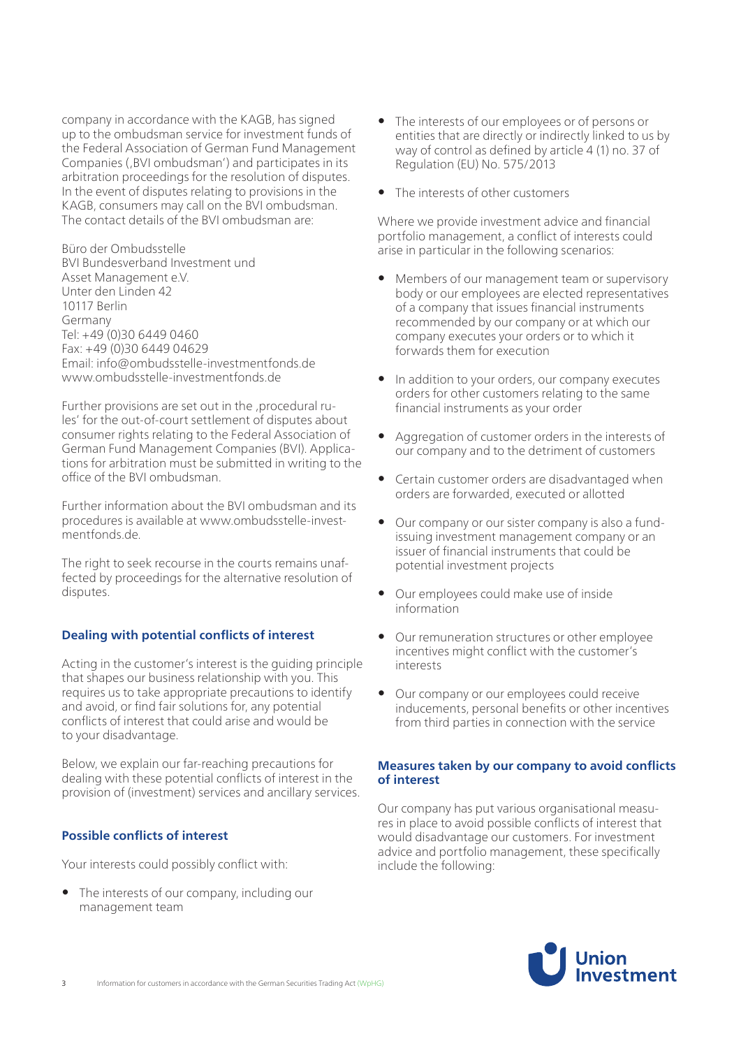company in accordance with the KAGB, has signed up to the ombudsman service for investment funds of the Federal Association of German Fund Management Companies (‚BVI ombudsman') and participates in its arbitration proceedings for the resolution of disputes. In the event of disputes relating to provisions in the KAGB, consumers may call on the BVI ombudsman. The contact details of the BVI ombudsman are:

Büro der Ombudsstelle  
BVI Bundesverband Investment und Asset Management e.V.  
Unter den Linden 42  
10117 Berlin  
Germany  
Tel: +49 (0)30 6449 0460  
Fax: +49 (0)30 6449 04629  
Email: info@ombudsstelle-investmentfonds.de  
www.ombudsstelle-investmentfonds.de

Further provisions are set out in the ‚procedural rules' for the out-of-court settlement of disputes about consumer rights relating to the Federal Association of German Fund Management Companies (BVI). Applications for arbitration must be submitted in writing to the office of the BVI ombudsman.

Further information about the BVI ombudsman and its procedures is available at www.ombudsstelle-investmentfonds.de.

The right to seek recourse in the courts remains unaffected by proceedings for the alternative resolution of disputes.

### Dealing with potential conflicts of interest

Acting in the customer's interest is the guiding principle that shapes our business relationship with you. This requires us to take appropriate precautions to identify and avoid, or find fair solutions for, any potential conflicts of interest that could arise and would be to your disadvantage.

Below, we explain our far-reaching precautions for dealing with these potential conflicts of interest in the provision of (investment) services and ancillary services.

### Possible conflicts of interest

Your interests could possibly conflict with:

- The interests of our company, including our management team
- The interests of our employees or of persons or entities that are directly or indirectly linked to us by way of control as defined by article 4 (1) no. 37 of Regulation (EU) No. 575/2013
- The interests of other customers

Where we provide investment advice and financial portfolio management, a conflict of interests could arise in particular in the following scenarios:

- Members of our management team or supervisory body or our employees are elected representatives of a company that issues financial instruments recommended by our company or at which our company executes your orders or to which it forwards them for execution
- In addition to your orders, our company executes orders for other customers relating to the same financial instruments as your order
- Aggregation of customer orders in the interests of our company and to the detriment of customers
- Certain customer orders are disadvantaged when orders are forwarded, executed or allotted
- Our company or our sister company is also a fund-issuing investment management company or an issuer of financial instruments that could be potential investment projects
- Our employees could make use of inside information
- Our remuneration structures or other employee incentives might conflict with the customer's interests
- Our company or our employees could receive inducements, personal benefits or other incentives from third parties in connection with the service

### Measures taken by our company to avoid conflicts of interest

Our company has put various organisational measures in place to avoid possible conflicts of interest that would disadvantage our customers. For investment advice and portfolio management, these specifically include the following: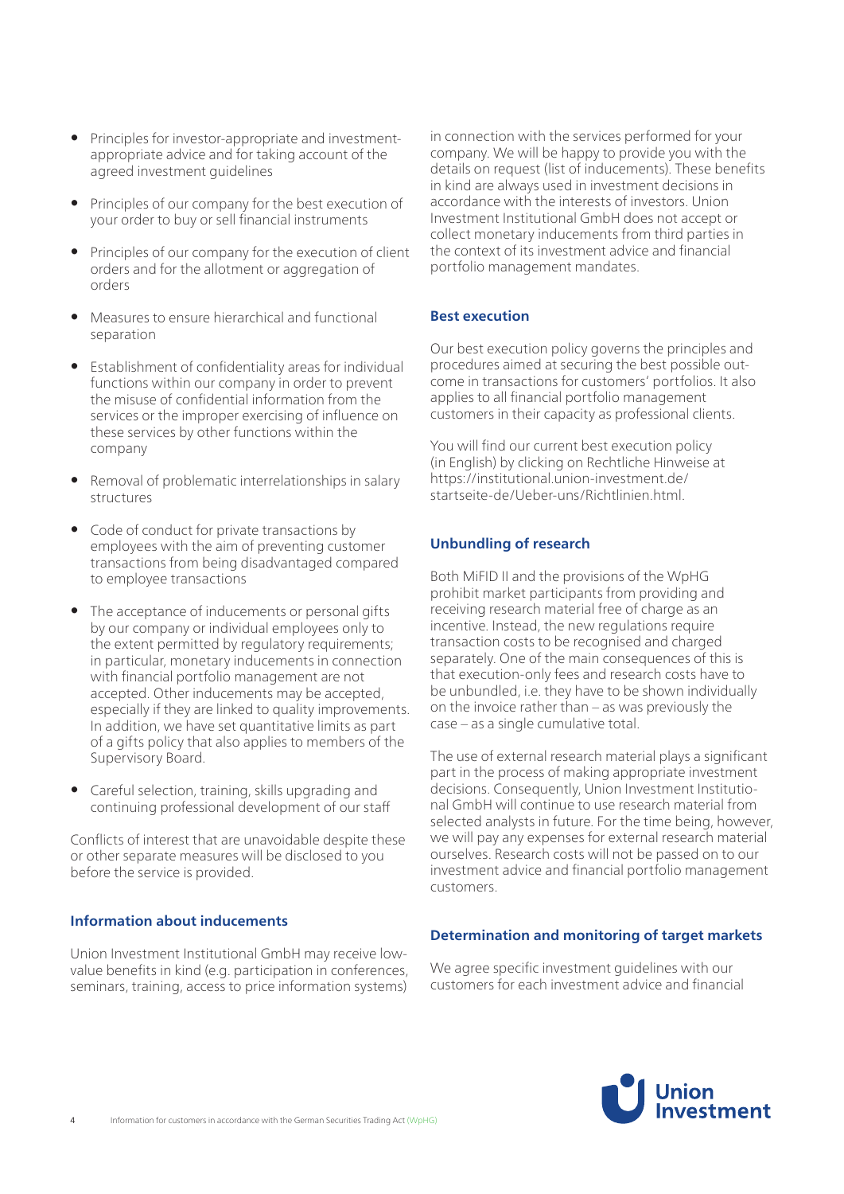- Principles for investor-appropriate and investment-appropriate advice and for taking account of the agreed investment guidelines
- Principles of our company for the best execution of your order to buy or sell financial instruments
- Principles of our company for the execution of client orders and for the allotment or aggregation of orders
- Measures to ensure hierarchical and functional separation
- Establishment of confidentiality areas for individual functions within our company in order to prevent the misuse of confidential information from the services or the improper exercising of influence on these services by other functions within the company
- Removal of problematic interrelationships in salary structures
- Code of conduct for private transactions by employees with the aim of preventing customer transactions from being disadvantaged compared to employee transactions
- The acceptance of inducements or personal gifts by our company or individual employees only to the extent permitted by regulatory requirements; in particular, monetary inducements in connection with financial portfolio management are not accepted. Other inducements may be accepted, especially if they are linked to quality improvements. In addition, we have set quantitative limits as part of a gifts policy that also applies to members of the Supervisory Board.
- Careful selection, training, skills upgrading and continuing professional development of our staff

Conflicts of interest that are unavoidable despite these or other separate measures will be disclosed to you before the service is provided.

### Information about inducements

Union Investment Institutional GmbH may receive low-value benefits in kind (e.g. participation in conferences, seminars, training, access to price information systems) in connection with the services performed for your company. We will be happy to provide you with the details on request (list of inducements). These benefits in kind are always used in investment decisions in accordance with the interests of investors. Union Investment Institutional GmbH does not accept or collect monetary inducements from third parties in the context of its investment advice and financial portfolio management mandates.

### Best execution

Our best execution policy governs the principles and procedures aimed at securing the best possible outcome in transactions for customers' portfolios. It also applies to all financial portfolio management customers in their capacity as professional clients.

You will find our current best execution policy (in English) by clicking on Rechtliche Hinweise at https://institutional.union-investment.de/startseite-de/Ueber-uns/Richtlinien.html.

### Unbundling of research

Both MiFID II and the provisions of the WpHG prohibit market participants from providing and receiving research material free of charge as an incentive. Instead, the new regulations require transaction costs to be recognised and charged separately. One of the main consequences of this is that execution-only fees and research costs have to be unbundled, i.e. they have to be shown individually on the invoice rather than – as was previously the case – as a single cumulative total.

The use of external research material plays a significant part in the process of making appropriate investment decisions. Consequently, Union Investment Institutional GmbH will continue to use research material from selected analysts in future. For the time being, however, we will pay any expenses for external research material ourselves. Research costs will not be passed on to our investment advice and financial portfolio management customers.

### Determination and monitoring of target markets

We agree specific investment guidelines with our customers for each investment advice and financial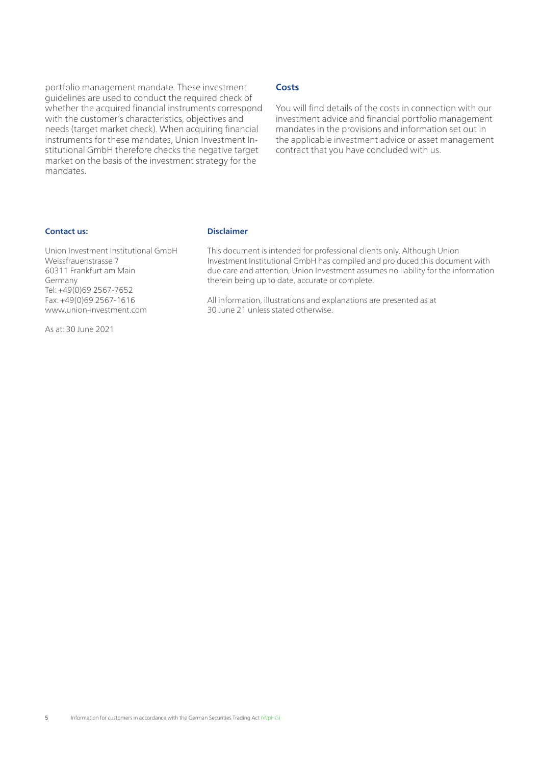portfolio management mandate. These investment guidelines are used to conduct the required check of whether the acquired financial instruments correspond with the customer's characteristics, objectives and needs (target market check). When acquiring financial instruments for these mandates, Union Investment Institutional GmbH therefore checks the negative target market on the basis of the investment strategy for the mandates.

## Costs

You will find details of the costs in connection with our investment advice and financial portfolio management mandates in the provisions and information set out in the applicable investment advice or asset management contract that you have concluded with us.

**Contact us:**

Union Investment Institutional GmbH
Weissfrauenstrasse 7
60311 Frankfurt am Main
Germany
Tel: +49(0)69 2567-7652
Fax: +49(0)69 2567-1616
www.union-investment.com

As at: 30 June 2021

**Disclaimer**

This document is intended for professional clients only. Although Union Investment Institutional GmbH has compiled and pro duced this document with due care and attention, Union Investment assumes no liability for the information therein being up to date, accurate or complete.

All information, illustrations and explanations are presented as at 30 June 21 unless stated otherwise.